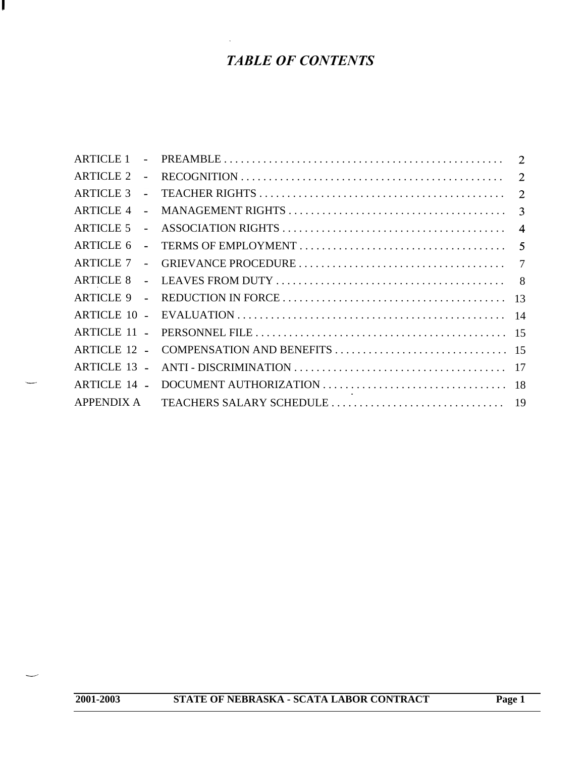# *TABLE OF CONTENTS*

| | | |
|---|---|---|
| ARTICLE 1 - | PREAMBLE | 2 |
| ARTICLE 2 - | RECOGNITION | 2 |
| ARTICLE 3 - | TEACHER RIGHTS | 2 |
| ARTICLE 4 - | MANAGEMENT RIGHTS | 3 |
| ARTICLE 5 - | ASSOCIATION RIGHTS | 4 |
| ARTICLE 6 - | TERMS OF EMPLOYMENT | 5 |
| ARTICLE 7 - | GRIEVANCE PROCEDURE | 7 |
| ARTICLE 8 - | LEAVES FROM DUTY | 8 |
| ARTICLE 9 - | REDUCTION IN FORCE | 13 |
| ARTICLE 10 - | EVALUATION | 14 |
| ARTICLE 11 - | PERSONNEL FILE | 15 |
| ARTICLE 12 - | COMPENSATION AND BENEFITS | 15 |
| ARTICLE 13 - | ANTI - DISCRIMINATION | 17 |
| ARTICLE 14 - | DOCUMENT AUTHORIZATION | 18 |
| APPENDIX A | TEACHERS SALARY SCHEDULE | 19 |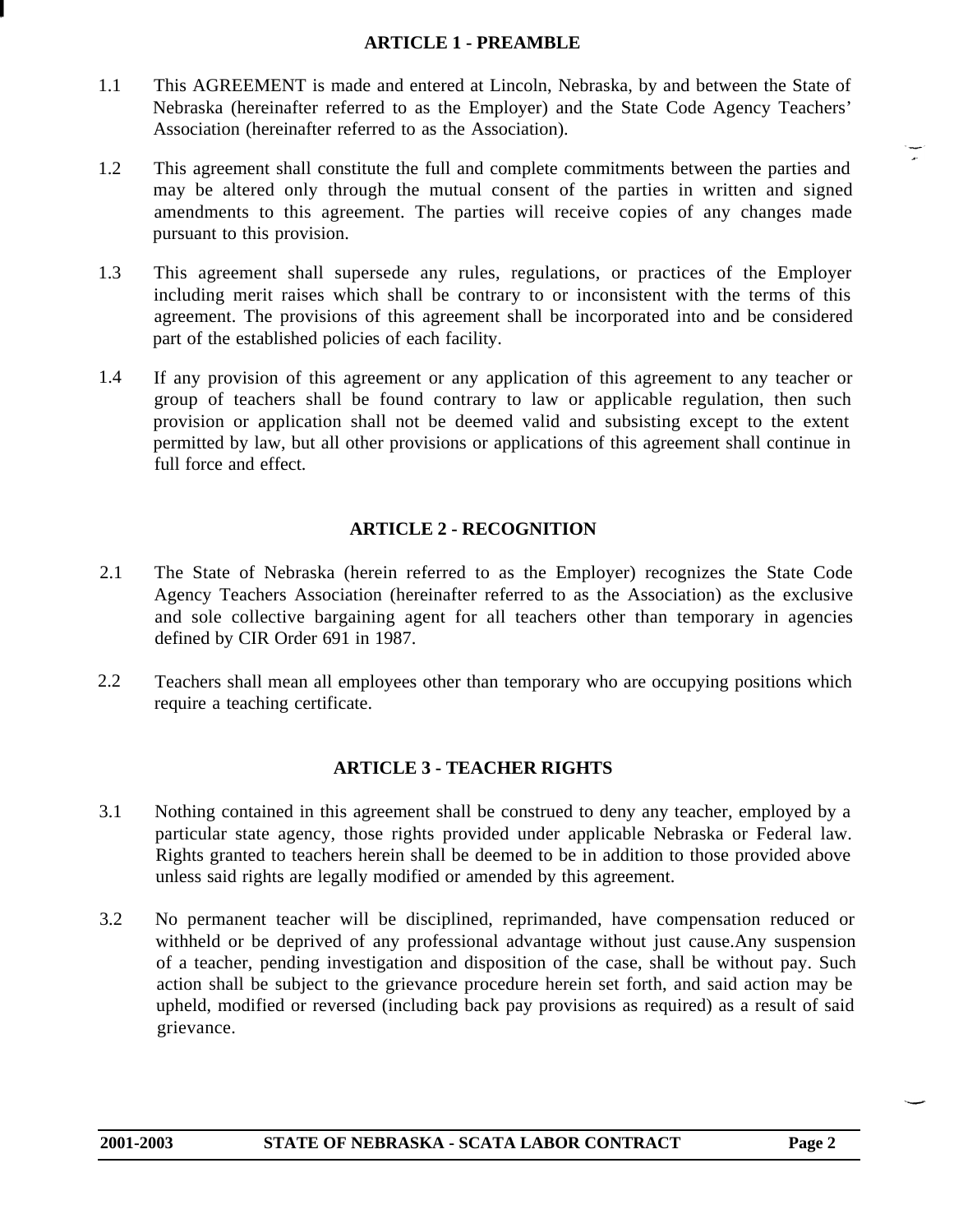## ARTICLE 1 - PREAMBLE

1.1 This AGREEMENT is made and entered at Lincoln, Nebraska, by and between the State of Nebraska (hereinafter referred to as the Employer) and the State Code Agency Teachers' Association (hereinafter referred to as the Association).

1.2 This agreement shall constitute the full and complete commitments between the parties and may be altered only through the mutual consent of the parties in written and signed amendments to this agreement. The parties will receive copies of any changes made pursuant to this provision.

1.3 This agreement shall supersede any rules, regulations, or practices of the Employer including merit raises which shall be contrary to or inconsistent with the terms of this agreement. The provisions of this agreement shall be incorporated into and be considered part of the established policies of each facility.

1.4 If any provision of this agreement or any application of this agreement to any teacher or group of teachers shall be found contrary to law or applicable regulation, then such provision or application shall not be deemed valid and subsisting except to the extent permitted by law, but all other provisions or applications of this agreement shall continue in full force and effect.

## ARTICLE 2 - RECOGNITION

2.1 The State of Nebraska (herein referred to as the Employer) recognizes the State Code Agency Teachers Association (hereinafter referred to as the Association) as the exclusive and sole collective bargaining agent for all teachers other than temporary in agencies defined by CIR Order 691 in 1987.

2.2 Teachers shall mean all employees other than temporary who are occupying positions which require a teaching certificate.

## ARTICLE 3 - TEACHER RIGHTS

3.1 Nothing contained in this agreement shall be construed to deny any teacher, employed by a particular state agency, those rights provided under applicable Nebraska or Federal law. Rights granted to teachers herein shall be deemed to be in addition to those provided above unless said rights are legally modified or amended by this agreement.

3.2 No permanent teacher will be disciplined, reprimanded, have compensation reduced or withheld or be deprived of any professional advantage without just cause.Any suspension of a teacher, pending investigation and disposition of the case, shall be without pay. Such action shall be subject to the grievance procedure herein set forth, and said action may be upheld, modified or reversed (including back pay provisions as required) as a result of said grievance.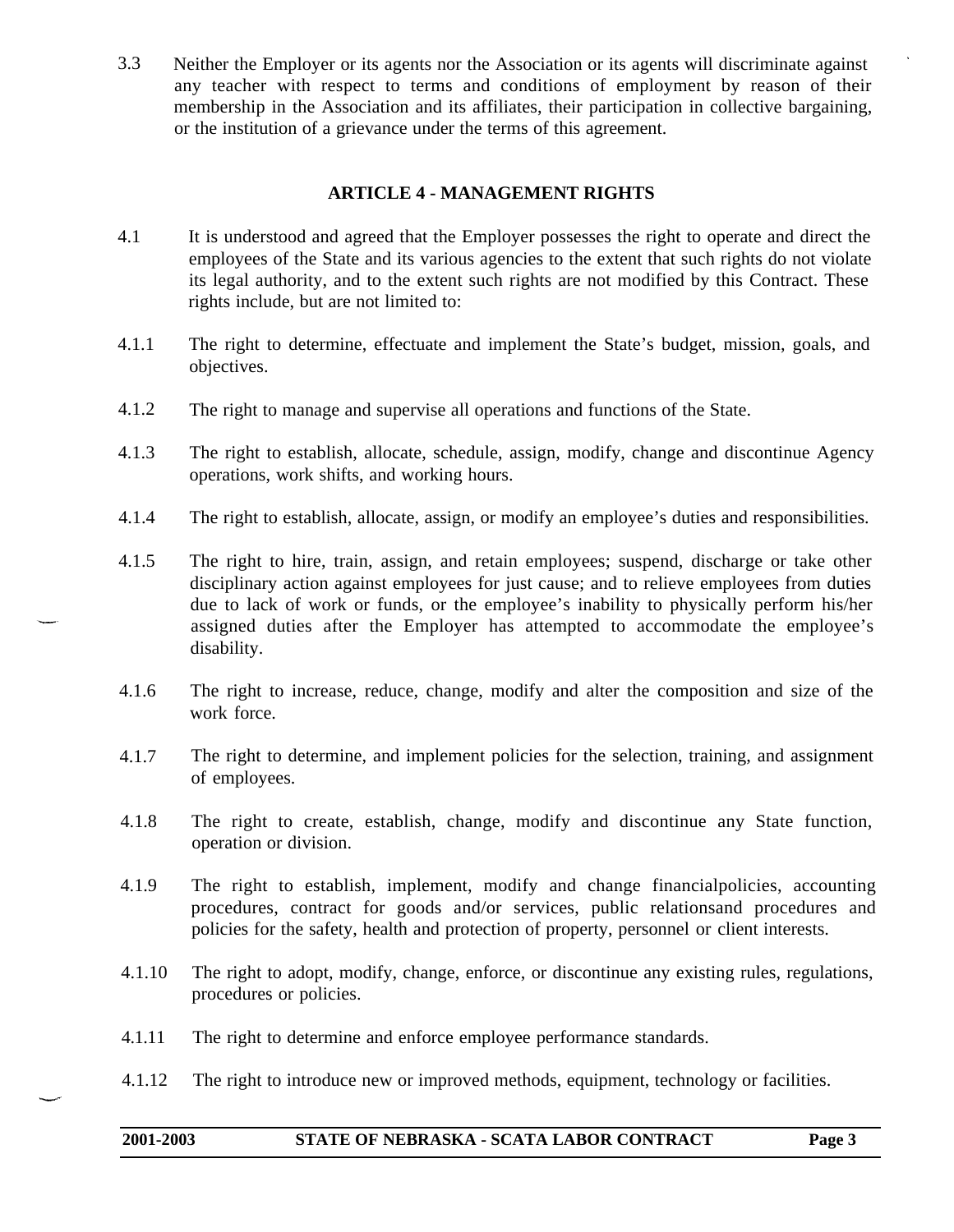3.3 Neither the Employer or its agents nor the Association or its agents will discriminate against any teacher with respect to terms and conditions of employment by reason of their membership in the Association and its affiliates, their participation in collective bargaining, or the institution of a grievance under the terms of this agreement.

## ARTICLE 4 - MANAGEMENT RIGHTS

4.1 It is understood and agreed that the Employer possesses the right to operate and direct the employees of the State and its various agencies to the extent that such rights do not violate its legal authority, and to the extent such rights are not modified by this Contract. These rights include, but are not limited to:

4.1.1 The right to determine, effectuate and implement the State's budget, mission, goals, and objectives.

4.1.2 The right to manage and supervise all operations and functions of the State.

4.1.3 The right to establish, allocate, schedule, assign, modify, change and discontinue Agency operations, work shifts, and working hours.

4.1.4 The right to establish, allocate, assign, or modify an employee's duties and responsibilities.

4.1.5 The right to hire, train, assign, and retain employees; suspend, discharge or take other disciplinary action against employees for just cause; and to relieve employees from duties due to lack of work or funds, or the employee's inability to physically perform his/her assigned duties after the Employer has attempted to accommodate the employee's disability.

4.1.6 The right to increase, reduce, change, modify and alter the composition and size of the work force.

4.1.7 The right to determine, and implement policies for the selection, training, and assignment of employees.

4.1.8 The right to create, establish, change, modify and discontinue any State function, operation or division.

4.1.9 The right to establish, implement, modify and change financialpolicies, accounting procedures, contract for goods and/or services, public relationsand procedures and policies for the safety, health and protection of property, personnel or client interests.

4.1.10 The right to adopt, modify, change, enforce, or discontinue any existing rules, regulations, procedures or policies.

4.1.11 The right to determine and enforce employee performance standards.

4.1.12 The right to introduce new or improved methods, equipment, technology or facilities.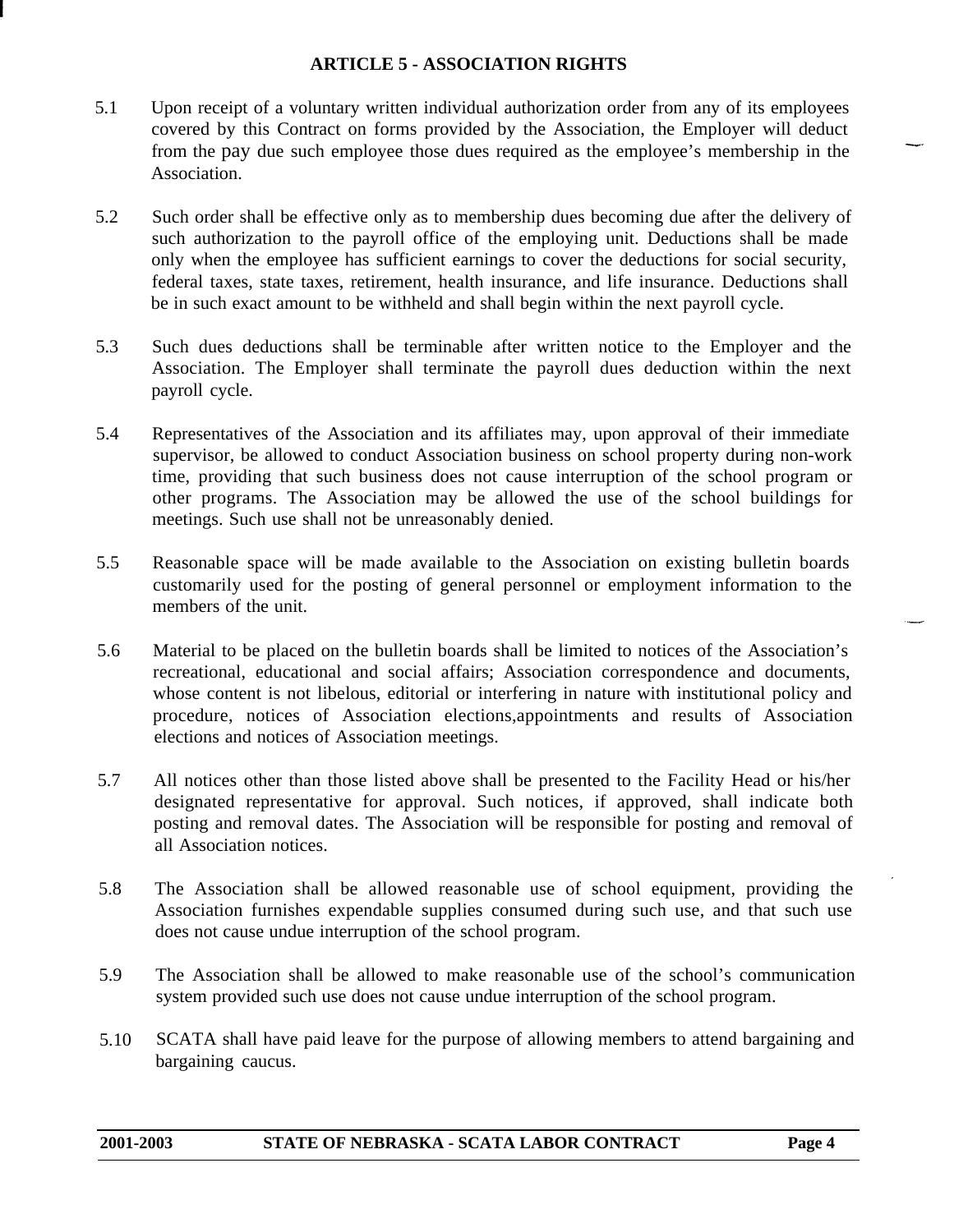## ARTICLE 5 - ASSOCIATION RIGHTS

5.1 Upon receipt of a voluntary written individual authorization order from any of its employees covered by this Contract on forms provided by the Association, the Employer will deduct from the pay due such employee those dues required as the employee's membership in the Association.

5.2 Such order shall be effective only as to membership dues becoming due after the delivery of such authorization to the payroll office of the employing unit. Deductions shall be made only when the employee has sufficient earnings to cover the deductions for social security, federal taxes, state taxes, retirement, health insurance, and life insurance. Deductions shall be in such exact amount to be withheld and shall begin within the next payroll cycle.

5.3 Such dues deductions shall be terminable after written notice to the Employer and the Association. The Employer shall terminate the payroll dues deduction within the next payroll cycle.

5.4 Representatives of the Association and its affiliates may, upon approval of their immediate supervisor, be allowed to conduct Association business on school property during non-work time, providing that such business does not cause interruption of the school program or other programs. The Association may be allowed the use of the school buildings for meetings. Such use shall not be unreasonably denied.

5.5 Reasonable space will be made available to the Association on existing bulletin boards customarily used for the posting of general personnel or employment information to the members of the unit.

5.6 Material to be placed on the bulletin boards shall be limited to notices of the Association's recreational, educational and social affairs; Association correspondence and documents, whose content is not libelous, editorial or interfering in nature with institutional policy and procedure, notices of Association elections,appointments and results of Association elections and notices of Association meetings.

5.7 All notices other than those listed above shall be presented to the Facility Head or his/her designated representative for approval. Such notices, if approved, shall indicate both posting and removal dates. The Association will be responsible for posting and removal of all Association notices.

5.8 The Association shall be allowed reasonable use of school equipment, providing the Association furnishes expendable supplies consumed during such use, and that such use does not cause undue interruption of the school program.

5.9 The Association shall be allowed to make reasonable use of the school's communication system provided such use does not cause undue interruption of the school program.

5.10 SCATA shall have paid leave for the purpose of allowing members to attend bargaining and bargaining caucus.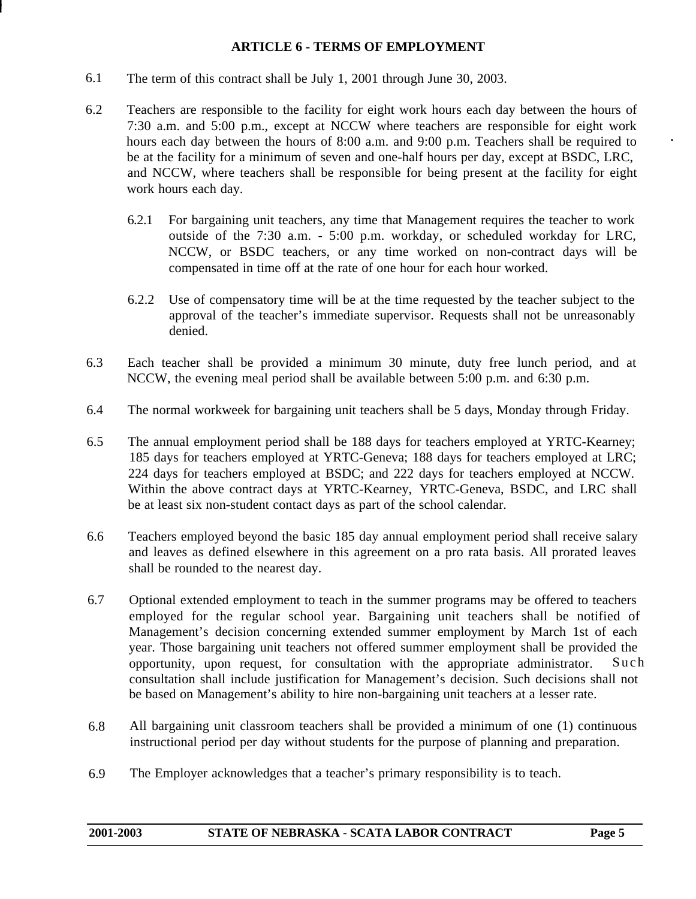## ARTICLE 6 - TERMS OF EMPLOYMENT

6.1 The term of this contract shall be July 1, 2001 through June 30, 2003.

6.2 Teachers are responsible to the facility for eight work hours each day between the hours of 7:30 a.m. and 5:00 p.m., except at NCCW where teachers are responsible for eight work hours each day between the hours of 8:00 a.m. and 9:00 p.m. Teachers shall be required to be at the facility for a minimum of seven and one-half hours per day, except at BSDC, LRC, and NCCW, where teachers shall be responsible for being present at the facility for eight work hours each day.

6.2.1 For bargaining unit teachers, any time that Management requires the teacher to work outside of the 7:30 a.m. - 5:00 p.m. workday, or scheduled workday for LRC, NCCW, or BSDC teachers, or any time worked on non-contract days will be compensated in time off at the rate of one hour for each hour worked.

6.2.2 Use of compensatory time will be at the time requested by the teacher subject to the approval of the teacher's immediate supervisor. Requests shall not be unreasonably denied.

6.3 Each teacher shall be provided a minimum 30 minute, duty free lunch period, and at NCCW, the evening meal period shall be available between 5:00 p.m. and 6:30 p.m.

6.4 The normal workweek for bargaining unit teachers shall be 5 days, Monday through Friday.

6.5 The annual employment period shall be 188 days for teachers employed at YRTC-Kearney; 185 days for teachers employed at YRTC-Geneva; 188 days for teachers employed at LRC; 224 days for teachers employed at BSDC; and 222 days for teachers employed at NCCW. Within the above contract days at YRTC-Kearney, YRTC-Geneva, BSDC, and LRC shall be at least six non-student contact days as part of the school calendar.

6.6 Teachers employed beyond the basic 185 day annual employment period shall receive salary and leaves as defined elsewhere in this agreement on a pro rata basis. All prorated leaves shall be rounded to the nearest day.

6.7 Optional extended employment to teach in the summer programs may be offered to teachers employed for the regular school year. Bargaining unit teachers shall be notified of Management's decision concerning extended summer employment by March 1st of each year. Those bargaining unit teachers not offered summer employment shall be provided the opportunity, upon request, for consultation with the appropriate administrator. Such consultation shall include justification for Management's decision. Such decisions shall not be based on Management's ability to hire non-bargaining unit teachers at a lesser rate.

6.8 All bargaining unit classroom teachers shall be provided a minimum of one (1) continuous instructional period per day without students for the purpose of planning and preparation.

6.9 The Employer acknowledges that a teacher's primary responsibility is to teach.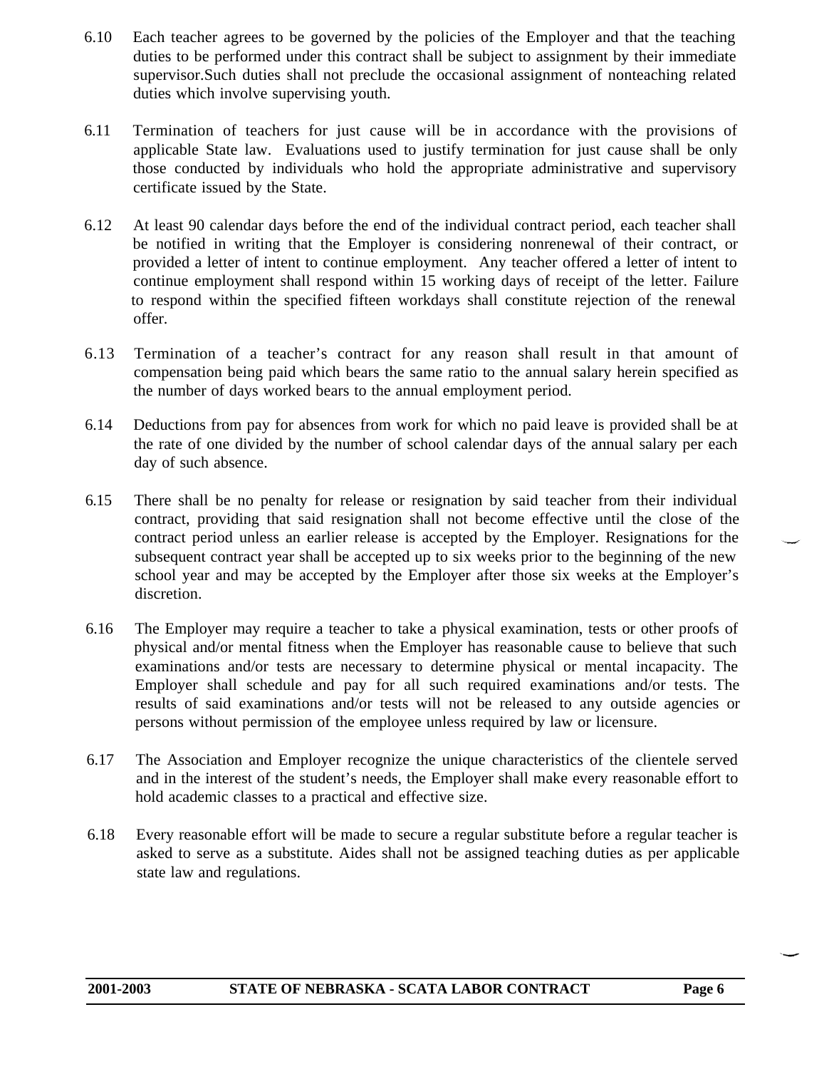6.10 Each teacher agrees to be governed by the policies of the Employer and that the teaching duties to be performed under this contract shall be subject to assignment by their immediate supervisor.Such duties shall not preclude the occasional assignment of nonteaching related duties which involve supervising youth.

6.11 Termination of teachers for just cause will be in accordance with the provisions of applicable State law. Evaluations used to justify termination for just cause shall be only those conducted by individuals who hold the appropriate administrative and supervisory certificate issued by the State.

6.12 At least 90 calendar days before the end of the individual contract period, each teacher shall be notified in writing that the Employer is considering nonrenewal of their contract, or provided a letter of intent to continue employment. Any teacher offered a letter of intent to continue employment shall respond within 15 working days of receipt of the letter. Failure to respond within the specified fifteen workdays shall constitute rejection of the renewal offer.

6.13 Termination of a teacher's contract for any reason shall result in that amount of compensation being paid which bears the same ratio to the annual salary herein specified as the number of days worked bears to the annual employment period.

6.14 Deductions from pay for absences from work for which no paid leave is provided shall be at the rate of one divided by the number of school calendar days of the annual salary per each day of such absence.

6.15 There shall be no penalty for release or resignation by said teacher from their individual contract, providing that said resignation shall not become effective until the close of the contract period unless an earlier release is accepted by the Employer. Resignations for the subsequent contract year shall be accepted up to six weeks prior to the beginning of the new school year and may be accepted by the Employer after those six weeks at the Employer's discretion.

6.16 The Employer may require a teacher to take a physical examination, tests or other proofs of physical and/or mental fitness when the Employer has reasonable cause to believe that such examinations and/or tests are necessary to determine physical or mental incapacity. The Employer shall schedule and pay for all such required examinations and/or tests. The results of said examinations and/or tests will not be released to any outside agencies or persons without permission of the employee unless required by law or licensure.

6.17 The Association and Employer recognize the unique characteristics of the clientele served and in the interest of the student's needs, the Employer shall make every reasonable effort to hold academic classes to a practical and effective size.

6.18 Every reasonable effort will be made to secure a regular substitute before a regular teacher is asked to serve as a substitute. Aides shall not be assigned teaching duties as per applicable state law and regulations.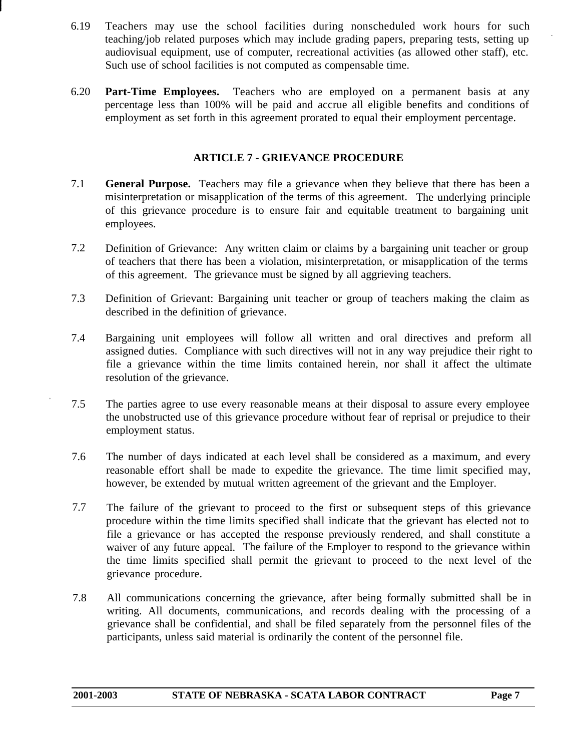6.19 Teachers may use the school facilities during nonscheduled work hours for such teaching/job related purposes which may include grading papers, preparing tests, setting up audiovisual equipment, use of computer, recreational activities (as allowed other staff), etc. Such use of school facilities is not computed as compensable time.

6.20 **Part-Time Employees.** Teachers who are employed on a permanent basis at any percentage less than 100% will be paid and accrue all eligible benefits and conditions of employment as set forth in this agreement prorated to equal their employment percentage.

## ARTICLE 7 - GRIEVANCE PROCEDURE

7.1 **General Purpose.** Teachers may file a grievance when they believe that there has been a misinterpretation or misapplication of the terms of this agreement. The underlying principle of this grievance procedure is to ensure fair and equitable treatment to bargaining unit employees.

7.2 Definition of Grievance: Any written claim or claims by a bargaining unit teacher or group of teachers that there has been a violation, misinterpretation, or misapplication of the terms of this agreement. The grievance must be signed by all aggrieving teachers.

7.3 Definition of Grievant: Bargaining unit teacher or group of teachers making the claim as described in the definition of grievance.

7.4 Bargaining unit employees will follow all written and oral directives and preform all assigned duties. Compliance with such directives will not in any way prejudice their right to file a grievance within the time limits contained herein, nor shall it affect the ultimate resolution of the grievance.

7.5 The parties agree to use every reasonable means at their disposal to assure every employee the unobstructed use of this grievance procedure without fear of reprisal or prejudice to their employment status.

7.6 The number of days indicated at each level shall be considered as a maximum, and every reasonable effort shall be made to expedite the grievance. The time limit specified may, however, be extended by mutual written agreement of the grievant and the Employer.

7.7 The failure of the grievant to proceed to the first or subsequent steps of this grievance procedure within the time limits specified shall indicate that the grievant has elected not to file a grievance or has accepted the response previously rendered, and shall constitute a waiver of any future appeal. The failure of the Employer to respond to the grievance within the time limits specified shall permit the grievant to proceed to the next level of the grievance procedure.

7.8 All communications concerning the grievance, after being formally submitted shall be in writing. All documents, communications, and records dealing with the processing of a grievance shall be confidential, and shall be filed separately from the personnel files of the participants, unless said material is ordinarily the content of the personnel file.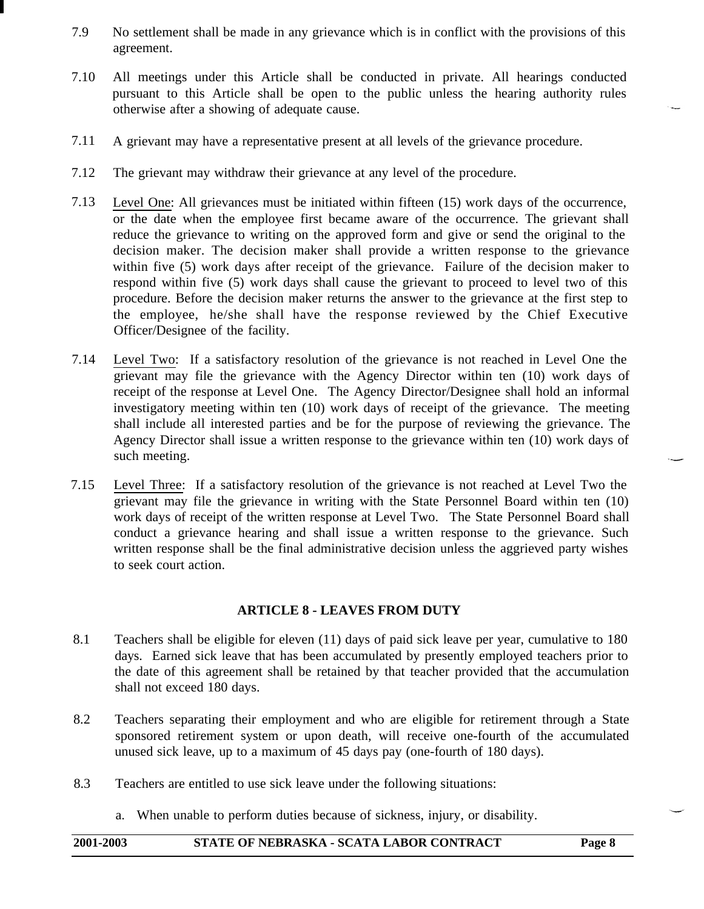7.9 No settlement shall be made in any grievance which is in conflict with the provisions of this agreement.

7.10 All meetings under this Article shall be conducted in private. All hearings conducted pursuant to this Article shall be open to the public unless the hearing authority rules otherwise after a showing of adequate cause.

7.11 A grievant may have a representative present at all levels of the grievance procedure.

7.12 The grievant may withdraw their grievance at any level of the procedure.

7.13 Level One: All grievances must be initiated within fifteen (15) work days of the occurrence, or the date when the employee first became aware of the occurrence. The grievant shall reduce the grievance to writing on the approved form and give or send the original to the decision maker. The decision maker shall provide a written response to the grievance within five (5) work days after receipt of the grievance. Failure of the decision maker to respond within five (5) work days shall cause the grievant to proceed to level two of this procedure. Before the decision maker returns the answer to the grievance at the first step to the employee, he/she shall have the response reviewed by the Chief Executive Officer/Designee of the facility.

7.14 Level Two: If a satisfactory resolution of the grievance is not reached in Level One the grievant may file the grievance with the Agency Director within ten (10) work days of receipt of the response at Level One. The Agency Director/Designee shall hold an informal investigatory meeting within ten (10) work days of receipt of the grievance. The meeting shall include all interested parties and be for the purpose of reviewing the grievance. The Agency Director shall issue a written response to the grievance within ten (10) work days of such meeting.

7.15 Level Three: If a satisfactory resolution of the grievance is not reached at Level Two the grievant may file the grievance in writing with the State Personnel Board within ten (10) work days of receipt of the written response at Level Two. The State Personnel Board shall conduct a grievance hearing and shall issue a written response to the grievance. Such written response shall be the final administrative decision unless the aggrieved party wishes to seek court action.

## ARTICLE 8 - LEAVES FROM DUTY

8.1 Teachers shall be eligible for eleven (11) days of paid sick leave per year, cumulative to 180 days. Earned sick leave that has been accumulated by presently employed teachers prior to the date of this agreement shall be retained by that teacher provided that the accumulation shall not exceed 180 days.

8.2 Teachers separating their employment and who are eligible for retirement through a State sponsored retirement system or upon death, will receive one-fourth of the accumulated unused sick leave, up to a maximum of 45 days pay (one-fourth of 180 days).

8.3 Teachers are entitled to use sick leave under the following situations:

a. When unable to perform duties because of sickness, injury, or disability.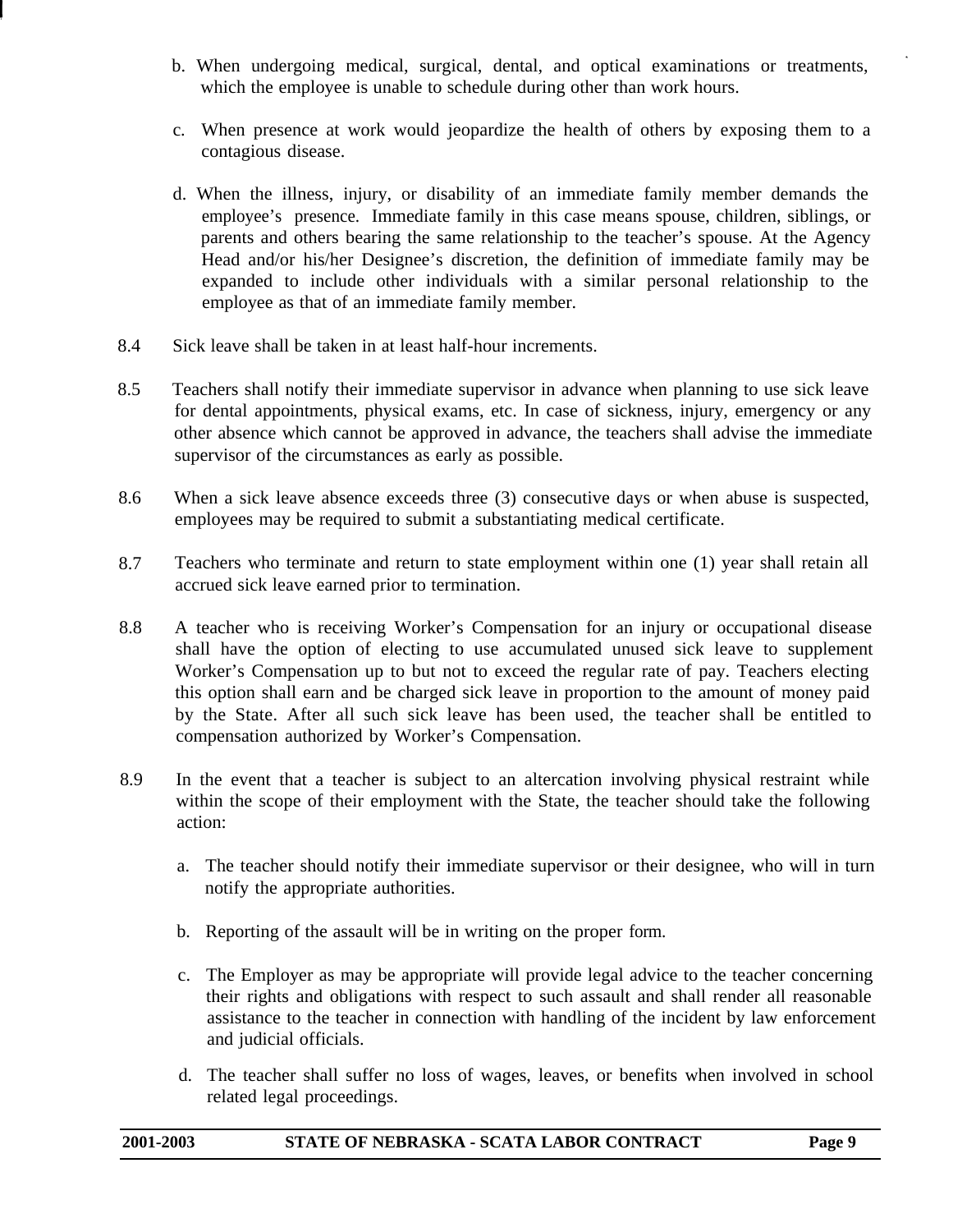b. When undergoing medical, surgical, dental, and optical examinations or treatments, which the employee is unable to schedule during other than work hours.

c. When presence at work would jeopardize the health of others by exposing them to a contagious disease.

d. When the illness, injury, or disability of an immediate family member demands the employee's presence. Immediate family in this case means spouse, children, siblings, or parents and others bearing the same relationship to the teacher's spouse. At the Agency Head and/or his/her Designee's discretion, the definition of immediate family may be expanded to include other individuals with a similar personal relationship to the employee as that of an immediate family member.

8.4 Sick leave shall be taken in at least half-hour increments.

8.5 Teachers shall notify their immediate supervisor in advance when planning to use sick leave for dental appointments, physical exams, etc. In case of sickness, injury, emergency or any other absence which cannot be approved in advance, the teachers shall advise the immediate supervisor of the circumstances as early as possible.

8.6 When a sick leave absence exceeds three (3) consecutive days or when abuse is suspected, employees may be required to submit a substantiating medical certificate.

8.7 Teachers who terminate and return to state employment within one (1) year shall retain all accrued sick leave earned prior to termination.

8.8 A teacher who is receiving Worker's Compensation for an injury or occupational disease shall have the option of electing to use accumulated unused sick leave to supplement Worker's Compensation up to but not to exceed the regular rate of pay. Teachers electing this option shall earn and be charged sick leave in proportion to the amount of money paid by the State. After all such sick leave has been used, the teacher shall be entitled to compensation authorized by Worker's Compensation.

8.9 In the event that a teacher is subject to an altercation involving physical restraint while within the scope of their employment with the State, the teacher should take the following action:

a. The teacher should notify their immediate supervisor or their designee, who will in turn notify the appropriate authorities.

b. Reporting of the assault will be in writing on the proper form.

c. The Employer as may be appropriate will provide legal advice to the teacher concerning their rights and obligations with respect to such assault and shall render all reasonable assistance to the teacher in connection with handling of the incident by law enforcement and judicial officials.

d. The teacher shall suffer no loss of wages, leaves, or benefits when involved in school related legal proceedings.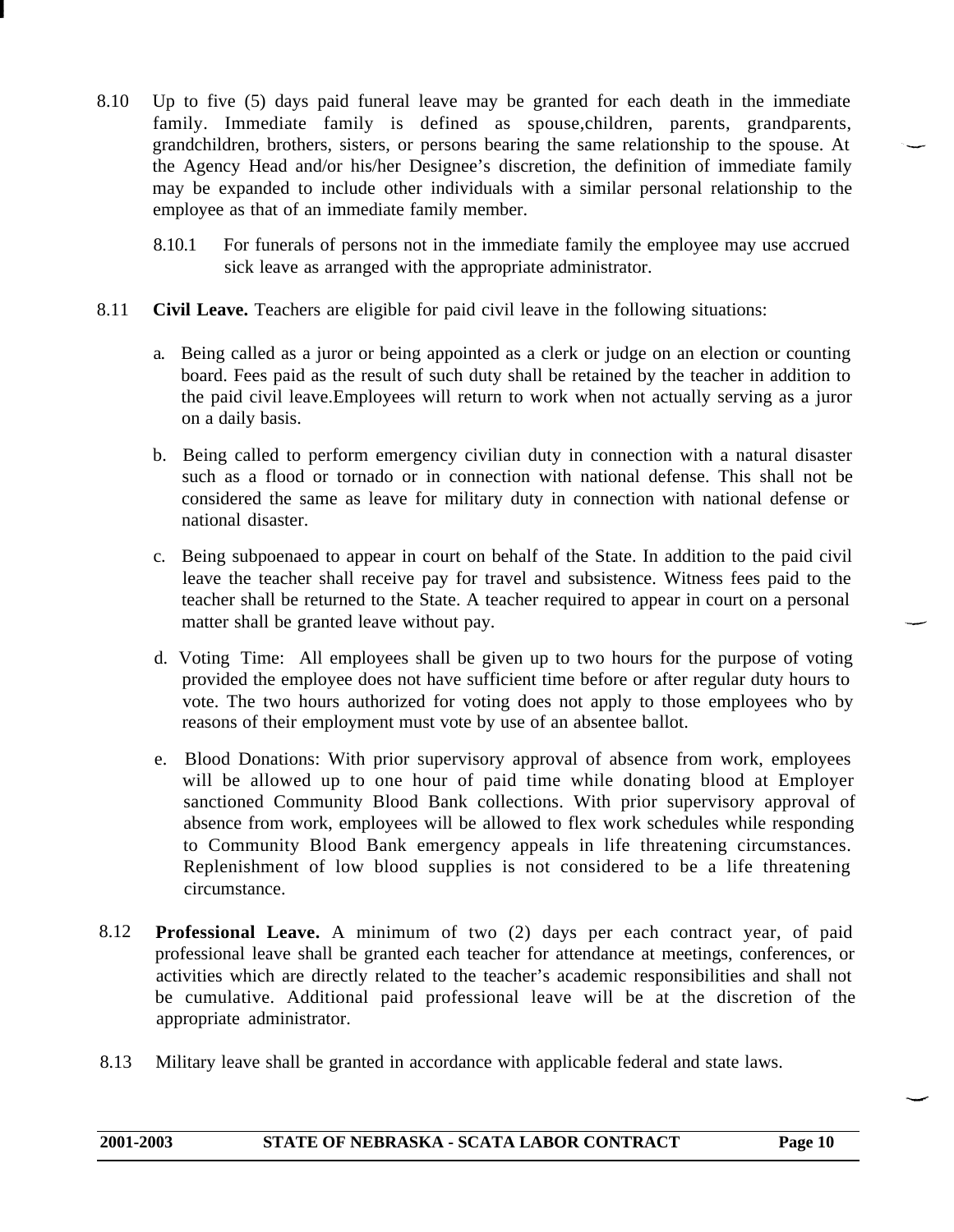8.10 Up to five (5) days paid funeral leave may be granted for each death in the immediate family. Immediate family is defined as spouse,children, parents, grandparents, grandchildren, brothers, sisters, or persons bearing the same relationship to the spouse. At the Agency Head and/or his/her Designee's discretion, the definition of immediate family may be expanded to include other individuals with a similar personal relationship to the employee as that of an immediate family member.

8.10.1 For funerals of persons not in the immediate family the employee may use accrued sick leave as arranged with the appropriate administrator.

8.11 **Civil Leave.** Teachers are eligible for paid civil leave in the following situations:

a. Being called as a juror or being appointed as a clerk or judge on an election or counting board. Fees paid as the result of such duty shall be retained by the teacher in addition to the paid civil leave.Employees will return to work when not actually serving as a juror on a daily basis.

b. Being called to perform emergency civilian duty in connection with a natural disaster such as a flood or tornado or in connection with national defense. This shall not be considered the same as leave for military duty in connection with national defense or national disaster.

c. Being subpoenaed to appear in court on behalf of the State. In addition to the paid civil leave the teacher shall receive pay for travel and subsistence. Witness fees paid to the teacher shall be returned to the State. A teacher required to appear in court on a personal matter shall be granted leave without pay.

d. Voting Time: All employees shall be given up to two hours for the purpose of voting provided the employee does not have sufficient time before or after regular duty hours to vote. The two hours authorized for voting does not apply to those employees who by reasons of their employment must vote by use of an absentee ballot.

e. Blood Donations: With prior supervisory approval of absence from work, employees will be allowed up to one hour of paid time while donating blood at Employer sanctioned Community Blood Bank collections. With prior supervisory approval of absence from work, employees will be allowed to flex work schedules while responding to Community Blood Bank emergency appeals in life threatening circumstances. Replenishment of low blood supplies is not considered to be a life threatening circumstance.

8.12 **Professional Leave.** A minimum of two (2) days per each contract year, of paid professional leave shall be granted each teacher for attendance at meetings, conferences, or activities which are directly related to the teacher's academic responsibilities and shall not be cumulative. Additional paid professional leave will be at the discretion of the appropriate administrator.

8.13 Military leave shall be granted in accordance with applicable federal and state laws.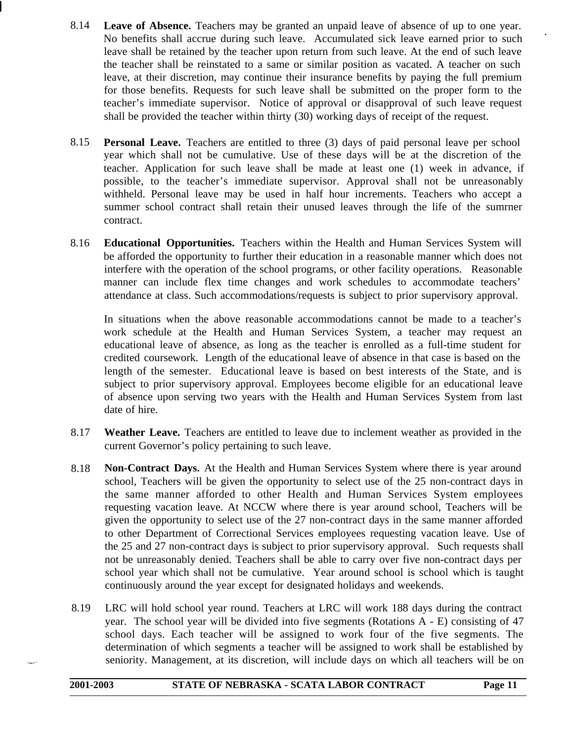8.14 **Leave of Absence.** Teachers may be granted an unpaid leave of absence of up to one year. No benefits shall accrue during such leave. Accumulated sick leave earned prior to such leave shall be retained by the teacher upon return from such leave. At the end of such leave the teacher shall be reinstated to a same or similar position as vacated. A teacher on such leave, at their discretion, may continue their insurance benefits by paying the full premium for those benefits. Requests for such leave shall be submitted on the proper form to the teacher's immediate supervisor. Notice of approval or disapproval of such leave request shall be provided the teacher within thirty (30) working days of receipt of the request.

8.15 **Personal Leave.** Teachers are entitled to three (3) days of paid personal leave per school year which shall not be cumulative. Use of these days will be at the discretion of the teacher. Application for such leave shall be made at least one (1) week in advance, if possible, to the teacher's immediate supervisor. Approval shall not be unreasonably withheld. Personal leave may be used in half hour increments. Teachers who accept a summer school contract shall retain their unused leaves through the life of the sumrner contract.

8.16 **Educational Opportunities.** Teachers within the Health and Human Services System will be afforded the opportunity to further their education in a reasonable manner which does not interfere with the operation of the school programs, or other facility operations. Reasonable manner can include flex time changes and work schedules to accommodate teachers' attendance at class. Such accommodations/requests is subject to prior supervisory approval.

In situations when the above reasonable accommodations cannot be made to a teacher's work schedule at the Health and Human Services System, a teacher may request an educational leave of absence, as long as the teacher is enrolled as a full-time student for credited coursework. Length of the educational leave of absence in that case is based on the length of the semester. Educational leave is based on best interests of the State, and is subject to prior supervisory approval. Employees become eligible for an educational leave of absence upon serving two years with the Health and Human Services System from last date of hire.

8.17 **Weather Leave.** Teachers are entitled to leave due to inclement weather as provided in the current Governor's policy pertaining to such leave.

8.18 **Non-Contract Days.** At the Health and Human Services System where there is year around school, Teachers will be given the opportunity to select use of the 25 non-contract days in the same manner afforded to other Health and Human Services System employees requesting vacation leave. At NCCW where there is year around school, Teachers will be given the opportunity to select use of the 27 non-contract days in the same manner afforded to other Department of Correctional Services employees requesting vacation leave. Use of the 25 and 27 non-contract days is subject to prior supervisory approval. Such requests shall not be unreasonably denied. Teachers shall be able to carry over five non-contract days per school year which shall not be cumulative. Year around school is school which is taught continuously around the year except for designated holidays and weekends.

8.19 LRC will hold school year round. Teachers at LRC will work 188 days during the contract year. The school year will be divided into five segments (Rotations A - E) consisting of 47 school days. Each teacher will be assigned to work four of the five segments. The determination of which segments a teacher will be assigned to work shall be established by seniority. Management, at its discretion, will include days on which all teachers will be on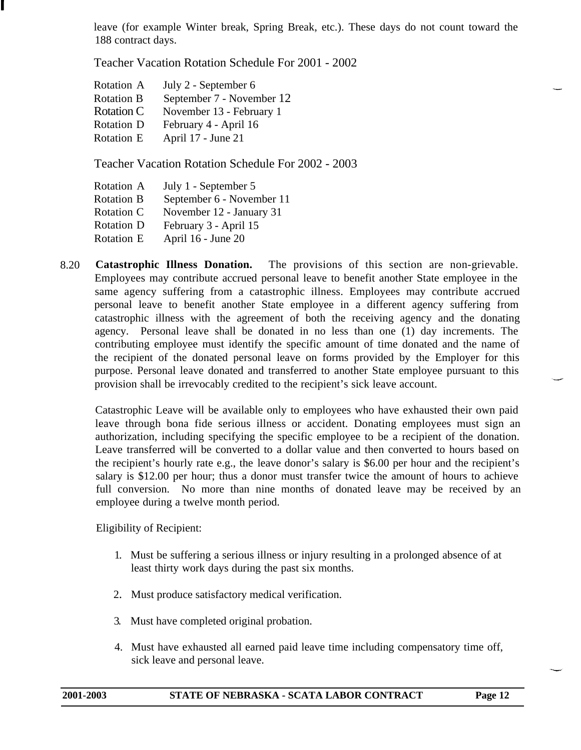leave (for example Winter break, Spring Break, etc.). These days do not count toward the 188 contract days.

Teacher Vacation Rotation Schedule For 2001 - 2002

| | |
|---|---|
| Rotation A | July 2 - September 6 |
| Rotation B | September 7 - November 12 |
| Rotation C | November 13 - February 1 |
| Rotation D | February 4 - April 16 |
| Rotation E | April 17 - June 21 |

Teacher Vacation Rotation Schedule For 2002 - 2003

| | |
|---|---|
| Rotation A | July 1 - September 5 |
| Rotation B | September 6 - November 11 |
| Rotation C | November 12 - January 31 |
| Rotation D | February 3 - April 15 |
| Rotation E | April 16 - June 20 |

8.20 **Catastrophic Illness Donation.** The provisions of this section are non-grievable. Employees may contribute accrued personal leave to benefit another State employee in the same agency suffering from a catastrophic illness. Employees may contribute accrued personal leave to benefit another State employee in a different agency suffering from catastrophic illness with the agreement of both the receiving agency and the donating agency. Personal leave shall be donated in no less than one (1) day increments. The contributing employee must identify the specific amount of time donated and the name of the recipient of the donated personal leave on forms provided by the Employer for this purpose. Personal leave donated and transferred to another State employee pursuant to this provision shall be irrevocably credited to the recipient's sick leave account.

Catastrophic Leave will be available only to employees who have exhausted their own paid leave through bona fide serious illness or accident. Donating employees must sign an authorization, including specifying the specific employee to be a recipient of the donation. Leave transferred will be converted to a dollar value and then converted to hours based on the recipient's hourly rate e.g., the leave donor's salary is $6.00 per hour and the recipient's salary is $12.00 per hour; thus a donor must transfer twice the amount of hours to achieve full conversion. No more than nine months of donated leave may be received by an employee during a twelve month period.

Eligibility of Recipient:

1. Must be suffering a serious illness or injury resulting in a prolonged absence of at least thirty work days during the past six months.

2. Must produce satisfactory medical verification.

3. Must have completed original probation.

4. Must have exhausted all earned paid leave time including compensatory time off, sick leave and personal leave.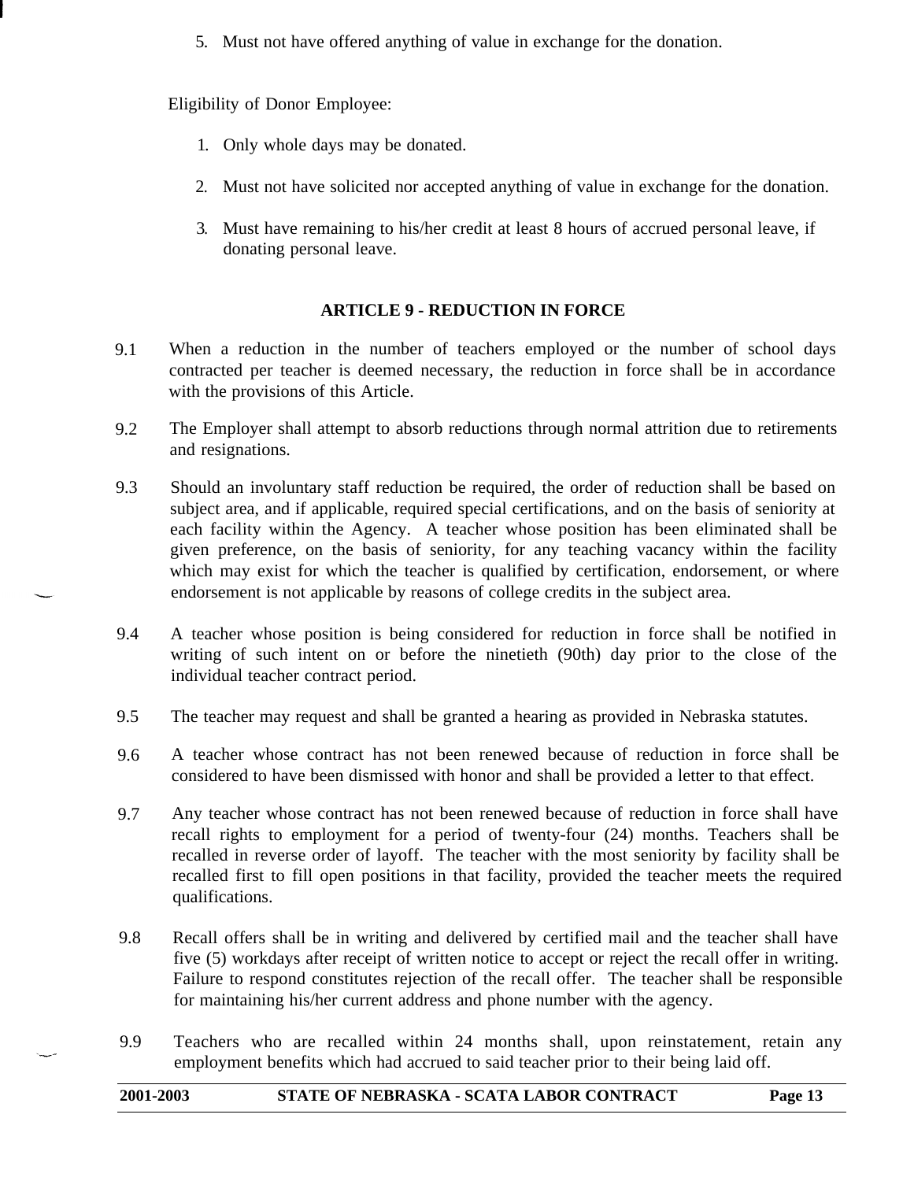5. Must not have offered anything of value in exchange for the donation.

Eligibility of Donor Employee:

1. Only whole days may be donated.
2. Must not have solicited nor accepted anything of value in exchange for the donation.
3. Must have remaining to his/her credit at least 8 hours of accrued personal leave, if donating personal leave.

## ARTICLE 9 - REDUCTION IN FORCE

9.1 When a reduction in the number of teachers employed or the number of school days contracted per teacher is deemed necessary, the reduction in force shall be in accordance with the provisions of this Article.

9.2 The Employer shall attempt to absorb reductions through normal attrition due to retirements and resignations.

9.3 Should an involuntary staff reduction be required, the order of reduction shall be based on subject area, and if applicable, required special certifications, and on the basis of seniority at each facility within the Agency. A teacher whose position has been eliminated shall be given preference, on the basis of seniority, for any teaching vacancy within the facility which may exist for which the teacher is qualified by certification, endorsement, or where endorsement is not applicable by reasons of college credits in the subject area.

9.4 A teacher whose position is being considered for reduction in force shall be notified in writing of such intent on or before the ninetieth (90th) day prior to the close of the individual teacher contract period.

9.5 The teacher may request and shall be granted a hearing as provided in Nebraska statutes.

9.6 A teacher whose contract has not been renewed because of reduction in force shall be considered to have been dismissed with honor and shall be provided a letter to that effect.

9.7 Any teacher whose contract has not been renewed because of reduction in force shall have recall rights to employment for a period of twenty-four (24) months. Teachers shall be recalled in reverse order of layoff. The teacher with the most seniority by facility shall be recalled first to fill open positions in that facility, provided the teacher meets the required qualifications.

9.8 Recall offers shall be in writing and delivered by certified mail and the teacher shall have five (5) workdays after receipt of written notice to accept or reject the recall offer in writing. Failure to respond constitutes rejection of the recall offer. The teacher shall be responsible for maintaining his/her current address and phone number with the agency.

9.9 Teachers who are recalled within 24 months shall, upon reinstatement, retain any employment benefits which had accrued to said teacher prior to their being laid off.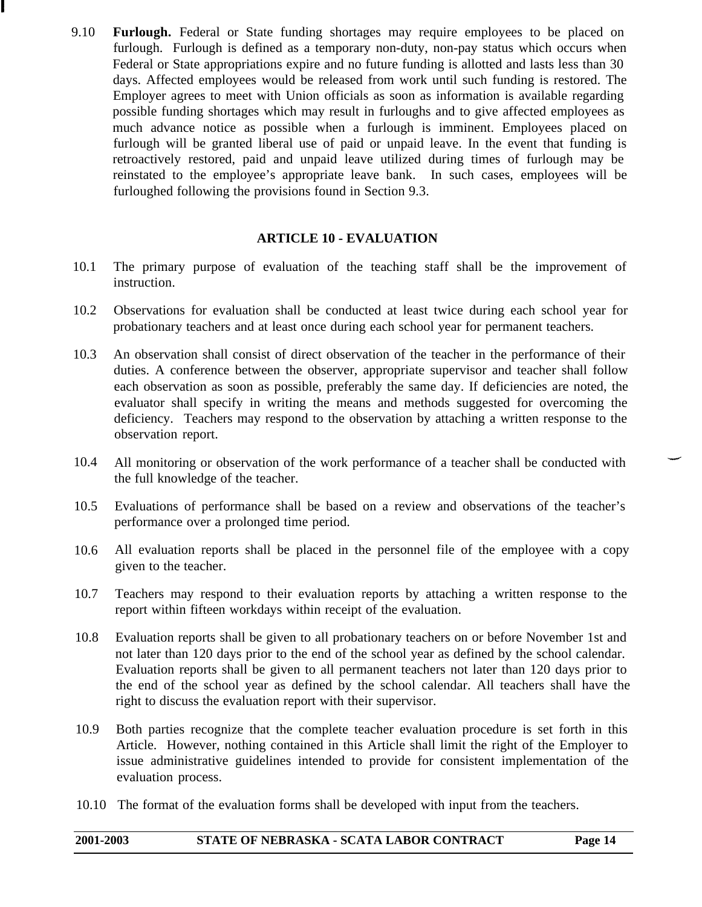9.10 **Furlough.** Federal or State funding shortages may require employees to be placed on furlough. Furlough is defined as a temporary non-duty, non-pay status which occurs when Federal or State appropriations expire and no future funding is allotted and lasts less than 30 days. Affected employees would be released from work until such funding is restored. The Employer agrees to meet with Union officials as soon as information is available regarding possible funding shortages which may result in furloughs and to give affected employees as much advance notice as possible when a furlough is imminent. Employees placed on furlough will be granted liberal use of paid or unpaid leave. In the event that funding is retroactively restored, paid and unpaid leave utilized during times of furlough may be reinstated to the employee's appropriate leave bank. In such cases, employees will be furloughed following the provisions found in Section 9.3.

## ARTICLE 10 - EVALUATION

10.1 The primary purpose of evaluation of the teaching staff shall be the improvement of instruction.

10.2 Observations for evaluation shall be conducted at least twice during each school year for probationary teachers and at least once during each school year for permanent teachers.

10.3 An observation shall consist of direct observation of the teacher in the performance of their duties. A conference between the observer, appropriate supervisor and teacher shall follow each observation as soon as possible, preferably the same day. If deficiencies are noted, the evaluator shall specify in writing the means and methods suggested for overcoming the deficiency. Teachers may respond to the observation by attaching a written response to the observation report.

10.4 All monitoring or observation of the work performance of a teacher shall be conducted with the full knowledge of the teacher.

10.5 Evaluations of performance shall be based on a review and observations of the teacher's performance over a prolonged time period.

10.6 All evaluation reports shall be placed in the personnel file of the employee with a copy given to the teacher.

10.7 Teachers may respond to their evaluation reports by attaching a written response to the report within fifteen workdays within receipt of the evaluation.

10.8 Evaluation reports shall be given to all probationary teachers on or before November 1st and not later than 120 days prior to the end of the school year as defined by the school calendar. Evaluation reports shall be given to all permanent teachers not later than 120 days prior to the end of the school year as defined by the school calendar. All teachers shall have the right to discuss the evaluation report with their supervisor.

10.9 Both parties recognize that the complete teacher evaluation procedure is set forth in this Article. However, nothing contained in this Article shall limit the right of the Employer to issue administrative guidelines intended to provide for consistent implementation of the evaluation process.

10.10 The format of the evaluation forms shall be developed with input from the teachers.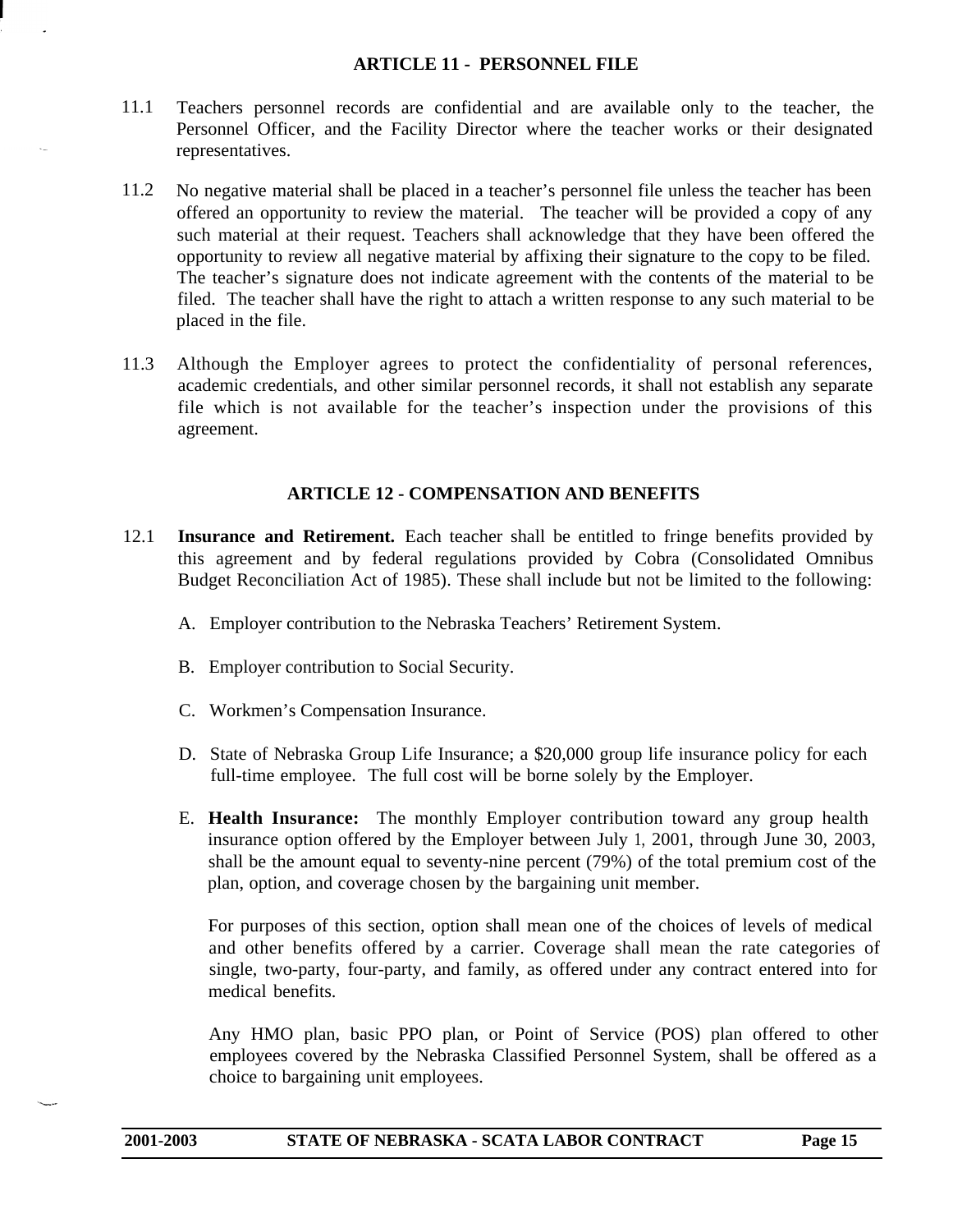## ARTICLE 11 - PERSONNEL FILE

11.1 Teachers personnel records are confidential and are available only to the teacher, the Personnel Officer, and the Facility Director where the teacher works or their designated representatives.

11.2 No negative material shall be placed in a teacher's personnel file unless the teacher has been offered an opportunity to review the material. The teacher will be provided a copy of any such material at their request. Teachers shall acknowledge that they have been offered the opportunity to review all negative material by affixing their signature to the copy to be filed. The teacher's signature does not indicate agreement with the contents of the material to be filed. The teacher shall have the right to attach a written response to any such material to be placed in the file.

11.3 Although the Employer agrees to protect the confidentiality of personal references, academic credentials, and other similar personnel records, it shall not establish any separate file which is not available for the teacher's inspection under the provisions of this agreement.

## ARTICLE 12 - COMPENSATION AND BENEFITS

12.1 **Insurance and Retirement.** Each teacher shall be entitled to fringe benefits provided by this agreement and by federal regulations provided by Cobra (Consolidated Omnibus Budget Reconciliation Act of 1985). These shall include but not be limited to the following:

A. Employer contribution to the Nebraska Teachers' Retirement System.

B. Employer contribution to Social Security.

C. Workmen's Compensation Insurance.

D. State of Nebraska Group Life Insurance; a $20,000 group life insurance policy for each full-time employee. The full cost will be borne solely by the Employer.

E. **Health Insurance:** The monthly Employer contribution toward any group health insurance option offered by the Employer between July 1, 2001, through June 30, 2003, shall be the amount equal to seventy-nine percent (79%) of the total premium cost of the plan, option, and coverage chosen by the bargaining unit member.

For purposes of this section, option shall mean one of the choices of levels of medical and other benefits offered by a carrier. Coverage shall mean the rate categories of single, two-party, four-party, and family, as offered under any contract entered into for medical benefits.

Any HMO plan, basic PPO plan, or Point of Service (POS) plan offered to other employees covered by the Nebraska Classified Personnel System, shall be offered as a choice to bargaining unit employees.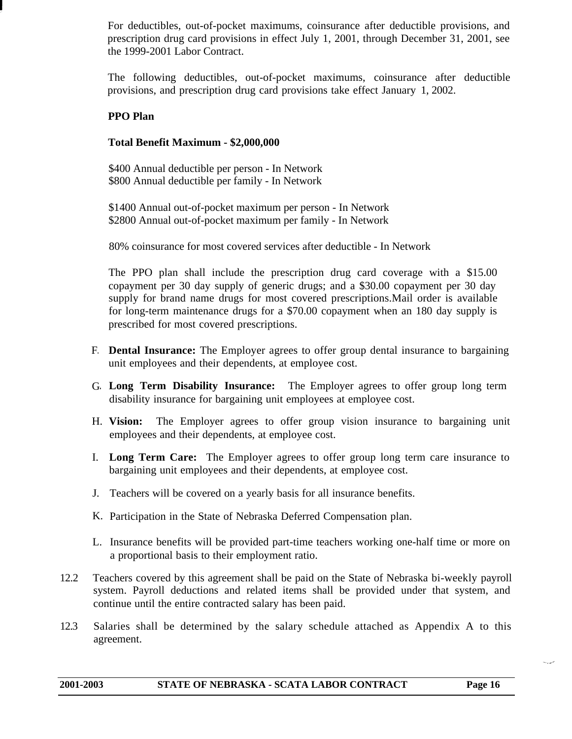For deductibles, out-of-pocket maximums, coinsurance after deductible provisions, and prescription drug card provisions in effect July 1, 2001, through December 31, 2001, see the 1999-2001 Labor Contract.

The following deductibles, out-of-pocket maximums, coinsurance after deductible provisions, and prescription drug card provisions take effect January 1, 2002.

**PPO Plan**

**Total Benefit Maximum - $2,000,000**

$400 Annual deductible per person - In Network
$800 Annual deductible per family - In Network

$1400 Annual out-of-pocket maximum per person - In Network
$2800 Annual out-of-pocket maximum per family - In Network

80% coinsurance for most covered services after deductible - In Network

The PPO plan shall include the prescription drug card coverage with a $15.00 copayment per 30 day supply of generic drugs; and a $30.00 copayment per 30 day supply for brand name drugs for most covered prescriptions.Mail order is available for long-term maintenance drugs for a $70.00 copayment when an 180 day supply is prescribed for most covered prescriptions.

F. **Dental Insurance:** The Employer agrees to offer group dental insurance to bargaining unit employees and their dependents, at employee cost.

G. **Long Term Disability Insurance:** The Employer agrees to offer group long term disability insurance for bargaining unit employees at employee cost.

H. **Vision:** The Employer agrees to offer group vision insurance to bargaining unit employees and their dependents, at employee cost.

I. **Long Term Care:** The Employer agrees to offer group long term care insurance to bargaining unit employees and their dependents, at employee cost.

J. Teachers will be covered on a yearly basis for all insurance benefits.

K. Participation in the State of Nebraska Deferred Compensation plan.

L. Insurance benefits will be provided part-time teachers working one-half time or more on a proportional basis to their employment ratio.

12.2 Teachers covered by this agreement shall be paid on the State of Nebraska bi-weekly payroll system. Payroll deductions and related items shall be provided under that system, and continue until the entire contracted salary has been paid.

12.3 Salaries shall be determined by the salary schedule attached as Appendix A to this agreement.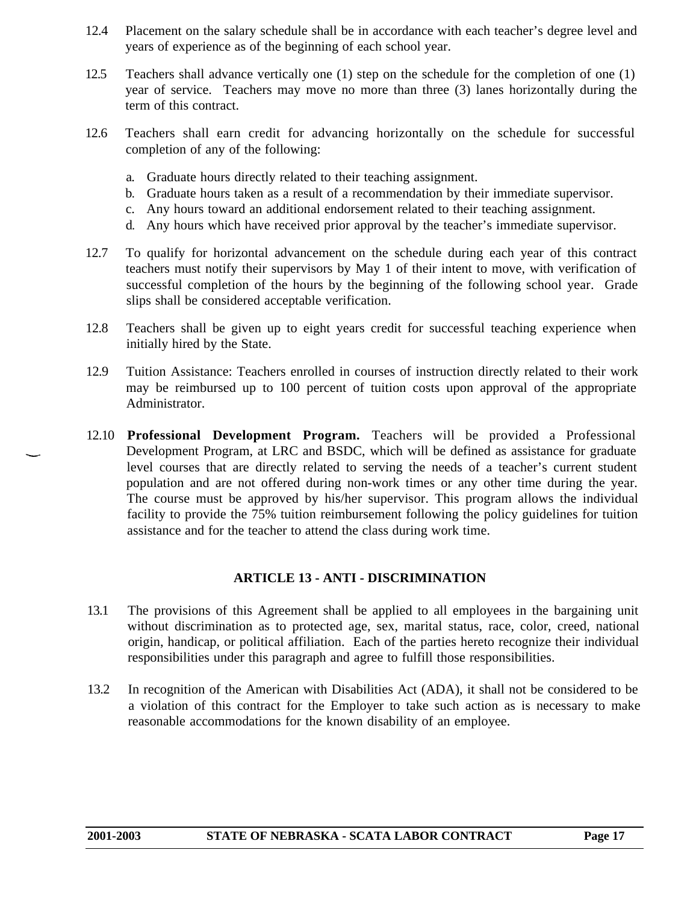12.4 Placement on the salary schedule shall be in accordance with each teacher's degree level and years of experience as of the beginning of each school year.

12.5 Teachers shall advance vertically one (1) step on the schedule for the completion of one (1) year of service. Teachers may move no more than three (3) lanes horizontally during the term of this contract.

12.6 Teachers shall earn credit for advancing horizontally on the schedule for successful completion of any of the following:

a. Graduate hours directly related to their teaching assignment.
b. Graduate hours taken as a result of a recommendation by their immediate supervisor.
c. Any hours toward an additional endorsement related to their teaching assignment.
d. Any hours which have received prior approval by the teacher's immediate supervisor.

12.7 To qualify for horizontal advancement on the schedule during each year of this contract teachers must notify their supervisors by May 1 of their intent to move, with verification of successful completion of the hours by the beginning of the following school year. Grade slips shall be considered acceptable verification.

12.8 Teachers shall be given up to eight years credit for successful teaching experience when initially hired by the State.

12.9 Tuition Assistance: Teachers enrolled in courses of instruction directly related to their work may be reimbursed up to 100 percent of tuition costs upon approval of the appropriate Administrator.

12.10 **Professional Development Program.** Teachers will be provided a Professional Development Program, at LRC and BSDC, which will be defined as assistance for graduate level courses that are directly related to serving the needs of a teacher's current student population and are not offered during non-work times or any other time during the year. The course must be approved by his/her supervisor. This program allows the individual facility to provide the 75% tuition reimbursement following the policy guidelines for tuition assistance and for the teacher to attend the class during work time.

## ARTICLE 13 - ANTI - DISCRIMINATION

13.1 The provisions of this Agreement shall be applied to all employees in the bargaining unit without discrimination as to protected age, sex, marital status, race, color, creed, national origin, handicap, or political affiliation. Each of the parties hereto recognize their individual responsibilities under this paragraph and agree to fulfill those responsibilities.

13.2 In recognition of the American with Disabilities Act (ADA), it shall not be considered to be a violation of this contract for the Employer to take such action as is necessary to make reasonable accommodations for the known disability of an employee.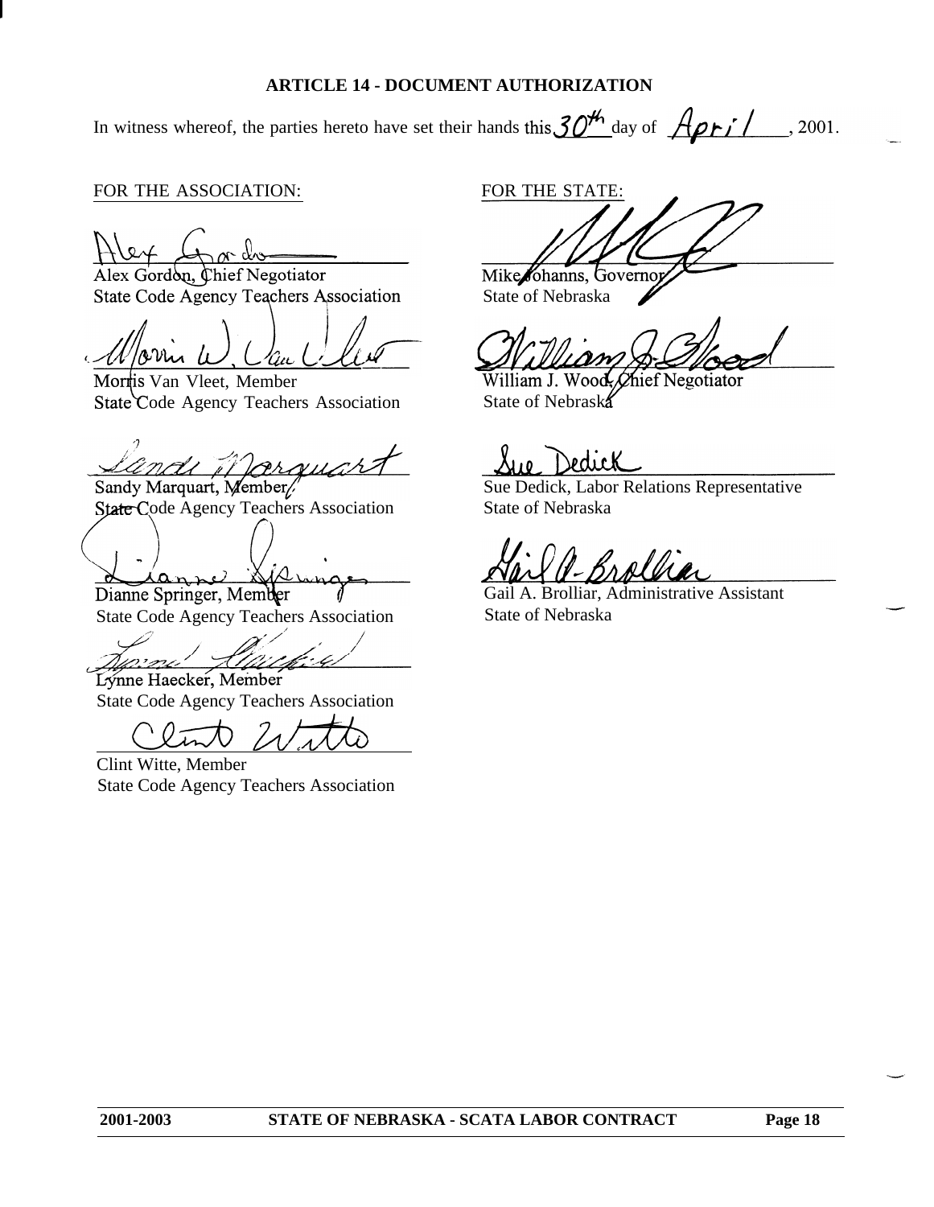## ARTICLE 14 - DOCUMENT AUTHORIZATION

In witness whereof, the parties hereto have set their hands this 30th day of April, 2001.

FOR THE ASSOCIATION:

Alex Gordon, Chief Negotiator
State Code Agency Teachers Association

Morris Van Vleet, Member
State Code Agency Teachers Association

Sandy Marquart, Member
State Code Agency Teachers Association

Dianne Springer, Member
State Code Agency Teachers Association

Lynne Haecker, Member
State Code Agency Teachers Association

Clint Witte, Member
State Code Agency Teachers Association

FOR THE STATE:

Mike Johanns, Governor
State of Nebraska

William J. Wood, Chief Negotiator
State of Nebraska

Sue Dedick, Labor Relations Representative
State of Nebraska

Gail A. Brolliar, Administrative Assistant
State of Nebraska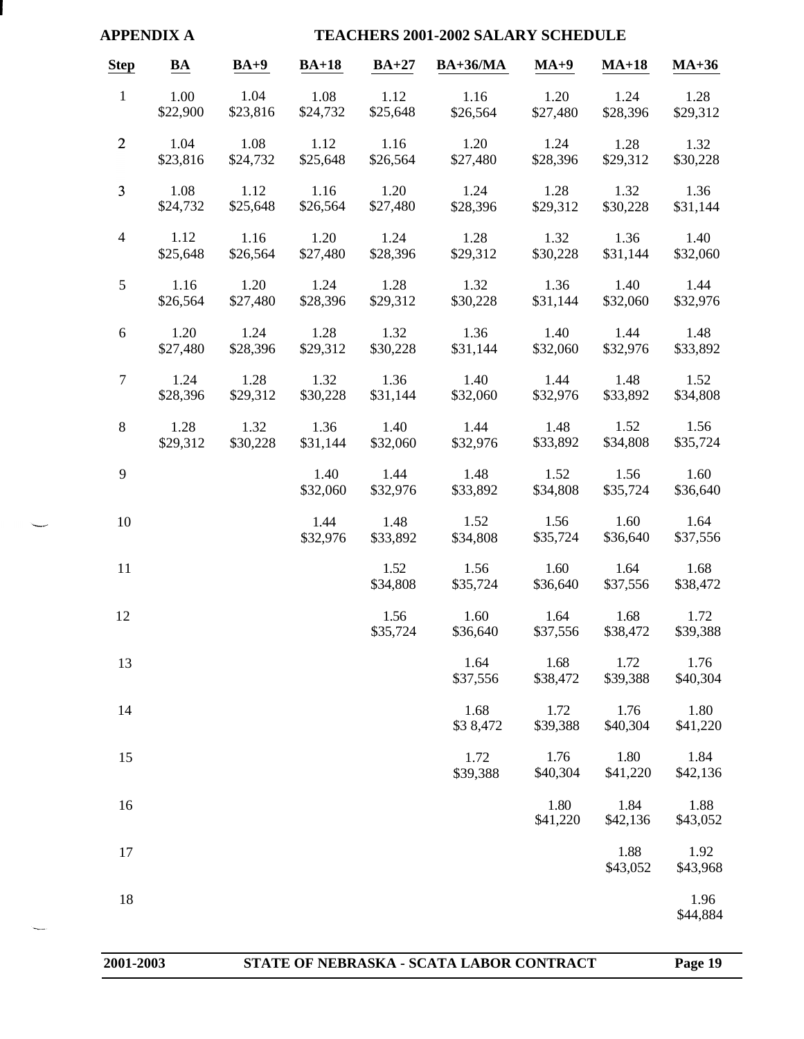**APPENDIX A** **TEACHERS 2001-2002 SALARY SCHEDULE**

| Step | BA | BA+9 | BA+18 | BA+27 | BA+36/MA | MA+9 | MA+18 | MA+36 |
|---|---|---|---|---|---|---|---|---|
| 1 | 1.00 $22,900 | 1.04 $23,816 | 1.08 $24,732 | 1.12 $25,648 | 1.16 $26,564 | 1.20 $27,480 | 1.24 $28,396 | 1.28 $29,312 |
| 2 | 1.04 $23,816 | 1.08 $24,732 | 1.12 $25,648 | 1.16 $26,564 | 1.20 $27,480 | 1.24 $28,396 | 1.28 $29,312 | 1.32 $30,228 |
| 3 | 1.08 $24,732 | 1.12 $25,648 | 1.16 $26,564 | 1.20 $27,480 | 1.24 $28,396 | 1.28 $29,312 | 1.32 $30,228 | 1.36 $31,144 |
| 4 | 1.12 $25,648 | 1.16 $26,564 | 1.20 $27,480 | 1.24 $28,396 | 1.28 $29,312 | 1.32 $30,228 | 1.36 $31,144 | 1.40 $32,060 |
| 5 | 1.16 $26,564 | 1.20 $27,480 | 1.24 $28,396 | 1.28 $29,312 | 1.32 $30,228 | 1.36 $31,144 | 1.40 $32,060 | 1.44 $32,976 |
| 6 | 1.20 $27,480 | 1.24 $28,396 | 1.28 $29,312 | 1.32 $30,228 | 1.36 $31,144 | 1.40 $32,060 | 1.44 $32,976 | 1.48 $33,892 |
| 7 | 1.24 $28,396 | 1.28 $29,312 | 1.32 $30,228 | 1.36 $31,144 | 1.40 $32,060 | 1.44 $32,976 | 1.48 $33,892 | 1.52 $34,808 |
| 8 | 1.28 $29,312 | 1.32 $30,228 | 1.36 $31,144 | 1.40 $32,060 | 1.44 $32,976 | 1.48 $33,892 | 1.52 $34,808 | 1.56 $35,724 |
| 9 | | | 1.40 $32,060 | 1.44 $32,976 | 1.48 $33,892 | 1.52 $34,808 | 1.56 $35,724 | 1.60 $36,640 |
| 10 | | | 1.44 $32,976 | 1.48 $33,892 | 1.52 $34,808 | 1.56 $35,724 | 1.60 $36,640 | 1.64 $37,556 |
| 11 | | | | 1.52 $34,808 | 1.56 $35,724 | 1.60 $36,640 | 1.64 $37,556 | 1.68 $38,472 |
| 12 | | | | 1.56 $35,724 | 1.60 $36,640 | 1.64 $37,556 | 1.68 $38,472 | 1.72 $39,388 |
| 13 | | | | | 1.64 $37,556 | 1.68 $38,472 | 1.72 $39,388 | 1.76 $40,304 |
| 14 | | | | | 1.68 $3 8,472 | 1.72 $39,388 | 1.76 $40,304 | 1.80 $41,220 |
| 15 | | | | | 1.72 $39,388 | 1.76 $40,304 | 1.80 $41,220 | 1.84 $42,136 |
| 16 | | | | | | 1.80 $41,220 | 1.84 $42,136 | 1.88 $43,052 |
| 17 | | | | | | | 1.88 $43,052 | 1.92 $43,968 |
| 18 | | | | | | | | 1.96 $44,884 |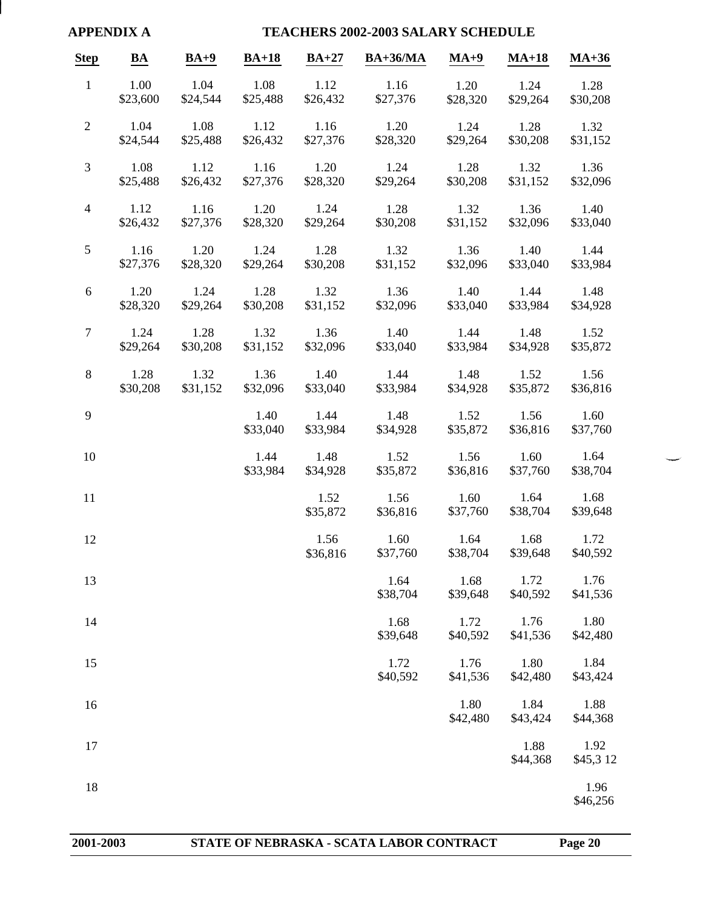**APPENDIX A** **TEACHERS 2002-2003 SALARY SCHEDULE**

| Step | BA | BA+9 | BA+18 | BA+27 | BA+36/MA | MA+9 | MA+18 | MA+36 |
|---|---|---|---|---|---|---|---|---|
| 1 | 1.00 $23,600 | 1.04 $24,544 | 1.08 $25,488 | 1.12 $26,432 | 1.16 $27,376 | 1.20 $28,320 | 1.24 $29,264 | 1.28 $30,208 |
| 2 | 1.04 $24,544 | 1.08 $25,488 | 1.12 $26,432 | 1.16 $27,376 | 1.20 $28,320 | 1.24 $29,264 | 1.28 $30,208 | 1.32 $31,152 |
| 3 | 1.08 $25,488 | 1.12 $26,432 | 1.16 $27,376 | 1.20 $28,320 | 1.24 $29,264 | 1.28 $30,208 | 1.32 $31,152 | 1.36 $32,096 |
| 4 | 1.12 $26,432 | 1.16 $27,376 | 1.20 $28,320 | 1.24 $29,264 | 1.28 $30,208 | 1.32 $31,152 | 1.36 $32,096 | 1.40 $33,040 |
| 5 | 1.16 $27,376 | 1.20 $28,320 | 1.24 $29,264 | 1.28 $30,208 | 1.32 $31,152 | 1.36 $32,096 | 1.40 $33,040 | 1.44 $33,984 |
| 6 | 1.20 $28,320 | 1.24 $29,264 | 1.28 $30,208 | 1.32 $31,152 | 1.36 $32,096 | 1.40 $33,040 | 1.44 $33,984 | 1.48 $34,928 |
| 7 | 1.24 $29,264 | 1.28 $30,208 | 1.32 $31,152 | 1.36 $32,096 | 1.40 $33,040 | 1.44 $33,984 | 1.48 $34,928 | 1.52 $35,872 |
| 8 | 1.28 $30,208 | 1.32 $31,152 | 1.36 $32,096 | 1.40 $33,040 | 1.44 $33,984 | 1.48 $34,928 | 1.52 $35,872 | 1.56 $36,816 |
| 9 | | | 1.40 $33,040 | 1.44 $33,984 | 1.48 $34,928 | 1.52 $35,872 | 1.56 $36,816 | 1.60 $37,760 |
| 10 | | | 1.44 $33,984 | 1.48 $34,928 | 1.52 $35,872 | 1.56 $36,816 | 1.60 $37,760 | 1.64 $38,704 |
| 11 | | | | 1.52 $35,872 | 1.56 $36,816 | 1.60 $37,760 | 1.64 $38,704 | 1.68 $39,648 |
| 12 | | | | 1.56 $36,816 | 1.60 $37,760 | 1.64 $38,704 | 1.68 $39,648 | 1.72 $40,592 |
| 13 | | | | | 1.64 $38,704 | 1.68 $39,648 | 1.72 $40,592 | 1.76 $41,536 |
| 14 | | | | | 1.68 $39,648 | 1.72 $40,592 | 1.76 $41,536 | 1.80 $42,480 |
| 15 | | | | | 1.72 $40,592 | 1.76 $41,536 | 1.80 $42,480 | 1.84 $43,424 |
| 16 | | | | | | 1.80 $42,480 | 1.84 $43,424 | 1.88 $44,368 |
| 17 | | | | | | | 1.88 $44,368 | 1.92 $45,3 12 |
| 18 | | | | | | | | 1.96 $46,256 |